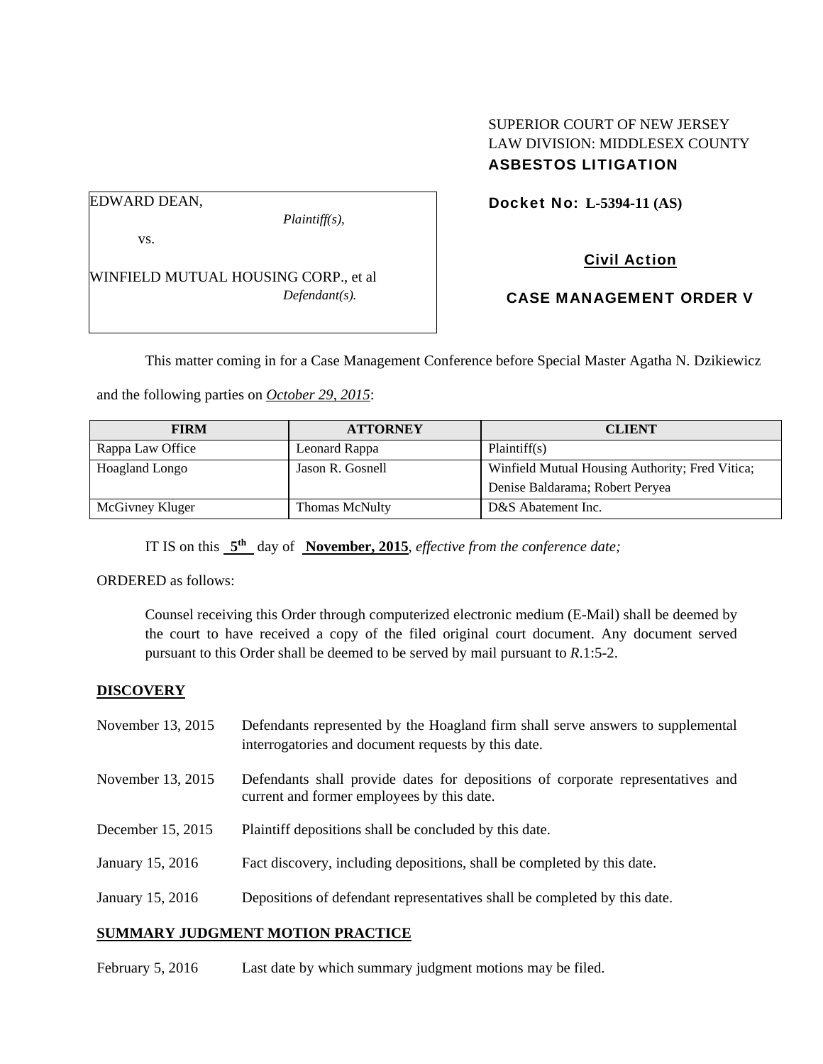SUPERIOR COURT OF NEW JERSEY
LAW DIVISION: MIDDLESEX COUNTY
**ASBESTOS LITIGATION**

EDWARD DEAN,
*Plaintiff(s),*

vs.

WINFIELD MUTUAL HOUSING CORP., et al
*Defendant(s).*

**Docket No: L-5394-11 (AS)**

**Civil Action**

**CASE MANAGEMENT ORDER V**

This matter coming in for a Case Management Conference before Special Master Agatha N. Dzikiewicz and the following parties on *October 29, 2015*:

| FIRM | ATTORNEY | CLIENT |
|---|---|---|
| Rappa Law Office | Leonard Rappa | Plaintiff(s) |
| Hoagland Longo | Jason R. Gosnell | Winfield Mutual Housing Authority; Fred Vitica; Denise Baldarama; Robert Peryea |
| McGivney Kluger | Thomas McNulty | D&S Abatement Inc. |

IT IS on this **5th** day of **November, 2015**, *effective from the conference date;*

ORDERED as follows:

Counsel receiving this Order through computerized electronic medium (E-Mail) shall be deemed by the court to have received a copy of the filed original court document. Any document served pursuant to this Order shall be deemed to be served by mail pursuant to *R*.1:5-2.

## DISCOVERY

November 13, 2015 — Defendants represented by the Hoagland firm shall serve answers to supplemental interrogatories and document requests by this date.

November 13, 2015 — Defendants shall provide dates for depositions of corporate representatives and current and former employees by this date.

December 15, 2015 — Plaintiff depositions shall be concluded by this date.

January 15, 2016 — Fact discovery, including depositions, shall be completed by this date.

January 15, 2016 — Depositions of defendant representatives shall be completed by this date.

## SUMMARY JUDGMENT MOTION PRACTICE

February 5, 2016 — Last date by which summary judgment motions may be filed.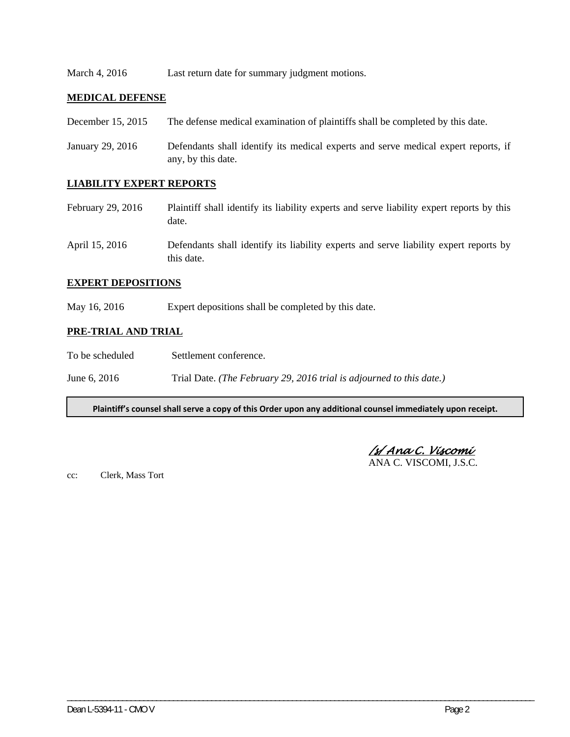March 4, 2016 Last return date for summary judgment motions.

**MEDICAL DEFENSE**

December 15, 2015 The defense medical examination of plaintiffs shall be completed by this date.

January 29, 2016 Defendants shall identify its medical experts and serve medical expert reports, if any, by this date.

**LIABILITY EXPERT REPORTS**

February 29, 2016 Plaintiff shall identify its liability experts and serve liability expert reports by this date.

April 15, 2016 Defendants shall identify its liability experts and serve liability expert reports by this date.

**EXPERT DEPOSITIONS**

May 16, 2016 Expert depositions shall be completed by this date.

**PRE-TRIAL AND TRIAL**

To be scheduled Settlement conference.

June 6, 2016 Trial Date. *(The February 29, 2016 trial is adjourned to this date.)*

**Plaintiff's counsel shall serve a copy of this Order upon any additional counsel immediately upon receipt.**

*/s/ Ana C. Viscomi*
ANA C. VISCOMI, J.S.C.

cc: Clerk, Mass Tort